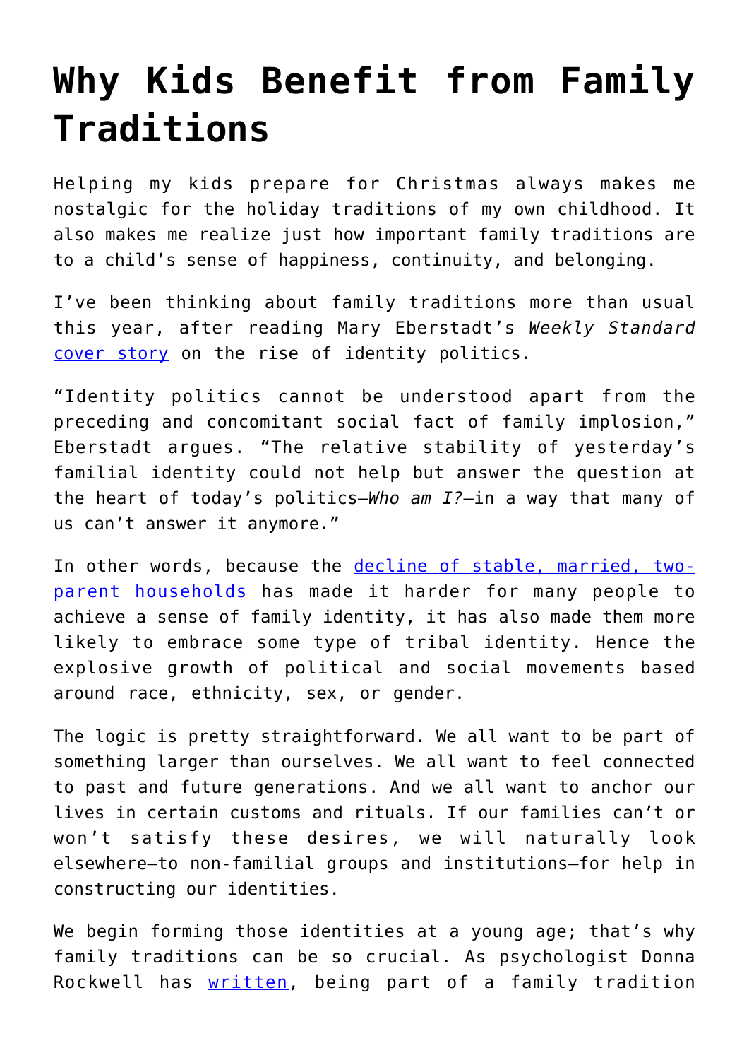# Why Kids Benefit from Family Traditions

Helping my kids prepare for Christmas always makes me nostalgic for the holiday traditions of my own childhood. It also makes me realize just how important family traditions are to a child's sense of happiness, continuity, and belonging.

I've been thinking about family traditions more than usual this year, after reading Mary Eberstadt's *Weekly Standard* [cover story](#) on the rise of identity politics.

"Identity politics cannot be understood apart from the preceding and concomitant social fact of family implosion," Eberstadt argues. "The relative stability of yesterday's familial identity could not help but answer the question at the heart of today's politics—*Who am I?*—in a way that many of us can't answer it anymore."

In other words, because the [decline of stable, married, two-parent households](#) has made it harder for many people to achieve a sense of family identity, it has also made them more likely to embrace some type of tribal identity. Hence the explosive growth of political and social movements based around race, ethnicity, sex, or gender.

The logic is pretty straightforward. We all want to be part of something larger than ourselves. We all want to feel connected to past and future generations. And we all want to anchor our lives in certain customs and rituals. If our families can't or won't satisfy these desires, we will naturally look elsewhere—to non-familial groups and institutions—for help in constructing our identities.

We begin forming those identities at a young age; that's why family traditions can be so crucial. As psychologist Donna Rockwell has [written](#), being part of a family tradition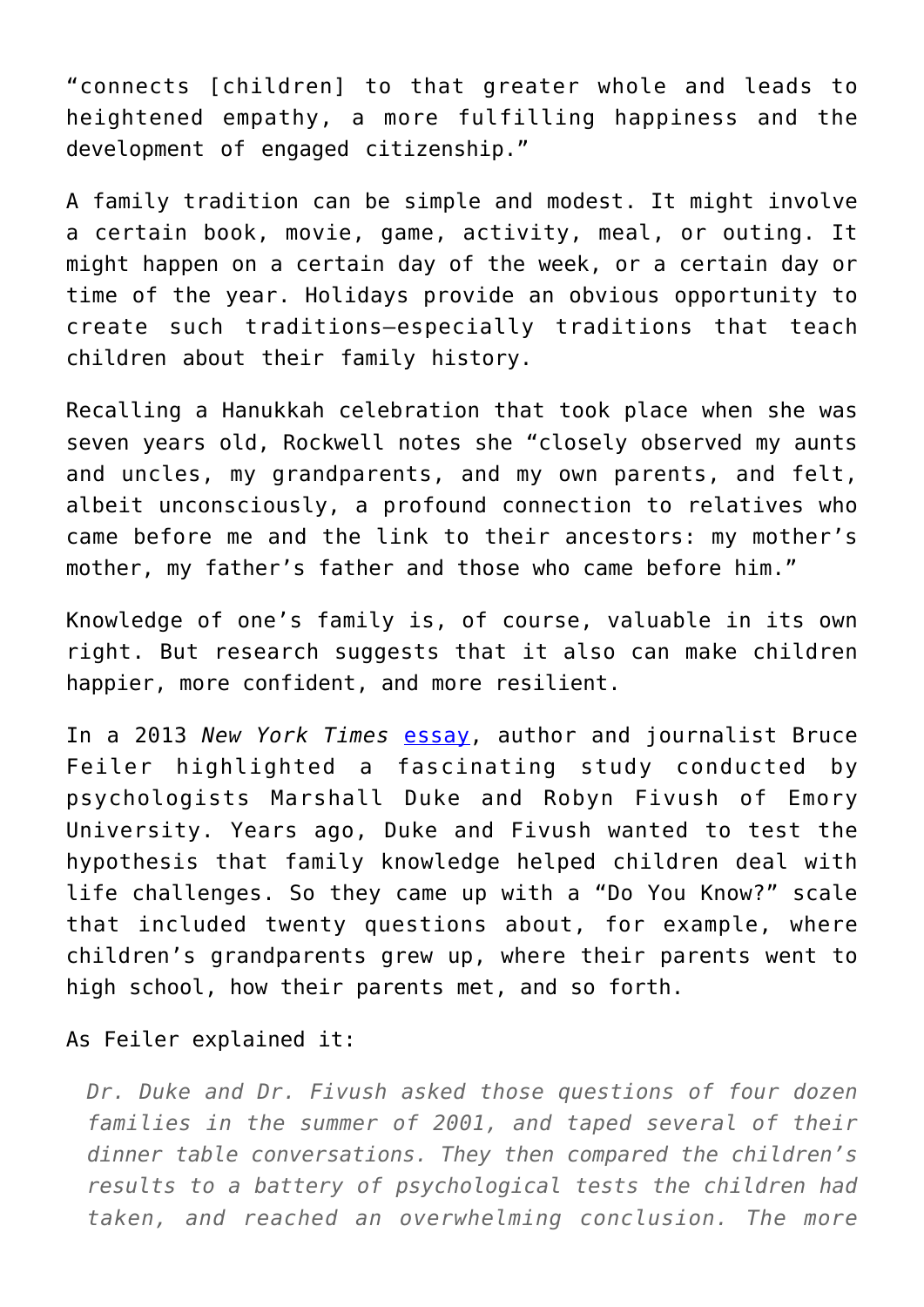“connects [children] to that greater whole and leads to heightened empathy, a more fulfilling happiness and the development of engaged citizenship.”

A family tradition can be simple and modest. It might involve a certain book, movie, game, activity, meal, or outing. It might happen on a certain day of the week, or a certain day or time of the year. Holidays provide an obvious opportunity to create such traditions—especially traditions that teach children about their family history.

Recalling a Hanukkah celebration that took place when she was seven years old, Rockwell notes she “closely observed my aunts and uncles, my grandparents, and my own parents, and felt, albeit unconsciously, a profound connection to relatives who came before me and the link to their ancestors: my mother’s mother, my father’s father and those who came before him.”

Knowledge of one’s family is, of course, valuable in its own right. But research suggests that it also can make children happier, more confident, and more resilient.

In a 2013 *New York Times* essay, author and journalist Bruce Feiler highlighted a fascinating study conducted by psychologists Marshall Duke and Robyn Fivush of Emory University. Years ago, Duke and Fivush wanted to test the hypothesis that family knowledge helped children deal with life challenges. So they came up with a “Do You Know?” scale that included twenty questions about, for example, where children’s grandparents grew up, where their parents went to high school, how their parents met, and so forth.

As Feiler explained it:

> *Dr. Duke and Dr. Fivush asked those questions of four dozen families in the summer of 2001, and taped several of their dinner table conversations. They then compared the children’s results to a battery of psychological tests the children had taken, and reached an overwhelming conclusion. The more*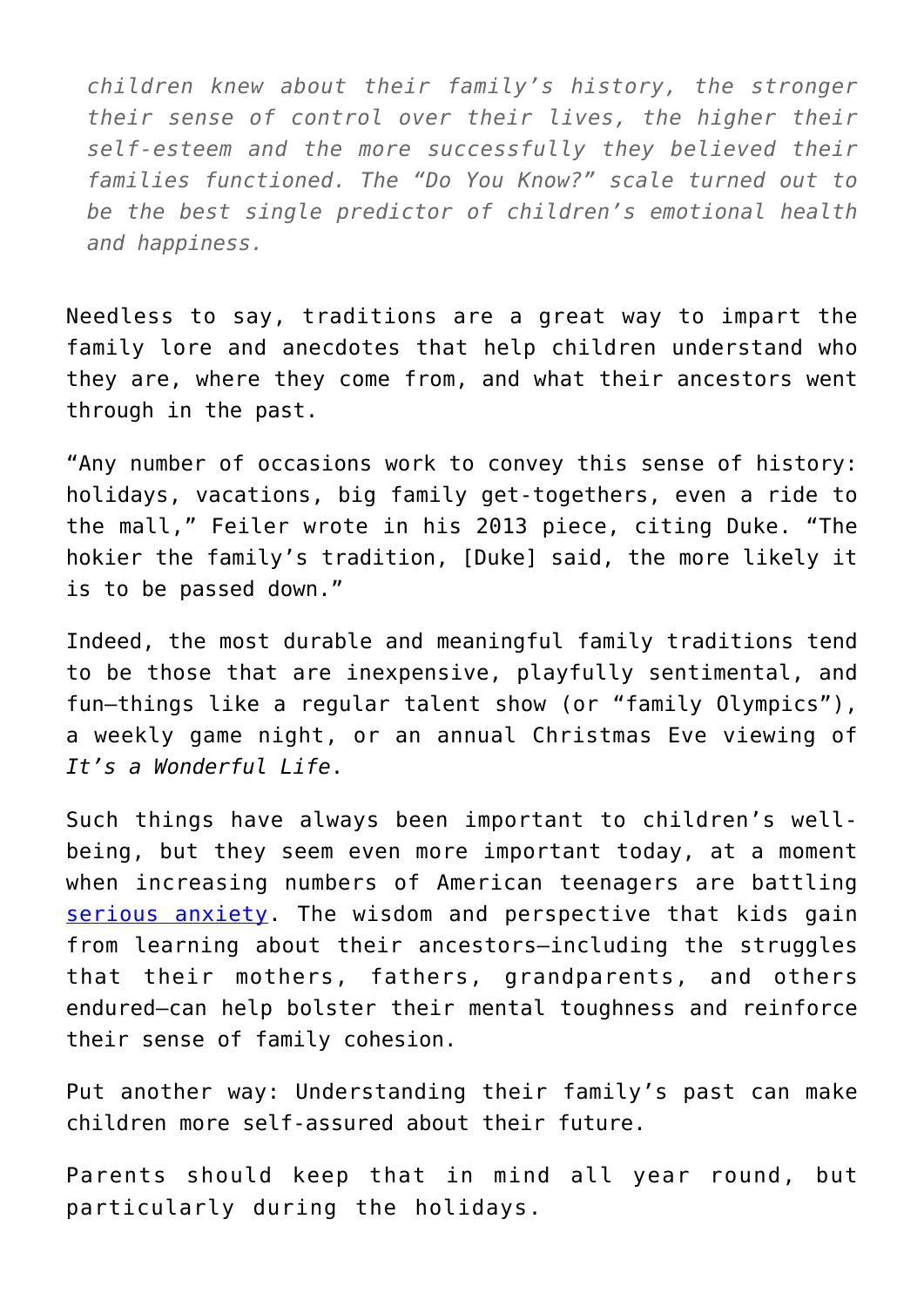> *children knew about their family's history, the stronger their sense of control over their lives, the higher their self-esteem and the more successfully they believed their families functioned. The "Do You Know?" scale turned out to be the best single predictor of children's emotional health and happiness.*

Needless to say, traditions are a great way to impart the family lore and anecdotes that help children understand who they are, where they come from, and what their ancestors went through in the past.

"Any number of occasions work to convey this sense of history: holidays, vacations, big family get-togethers, even a ride to the mall," Feiler wrote in his 2013 piece, citing Duke. "The hokier the family's tradition, [Duke] said, the more likely it is to be passed down."

Indeed, the most durable and meaningful family traditions tend to be those that are inexpensive, playfully sentimental, and fun—things like a regular talent show (or "family Olympics"), a weekly game night, or an annual Christmas Eve viewing of *It's a Wonderful Life*.

Such things have always been important to children's well-being, but they seem even more important today, at a moment when increasing numbers of American teenagers are battling serious anxiety. The wisdom and perspective that kids gain from learning about their ancestors—including the struggles that their mothers, fathers, grandparents, and others endured—can help bolster their mental toughness and reinforce their sense of family cohesion.

Put another way: Understanding their family's past can make children more self-assured about their future.

Parents should keep that in mind all year round, but particularly during the holidays.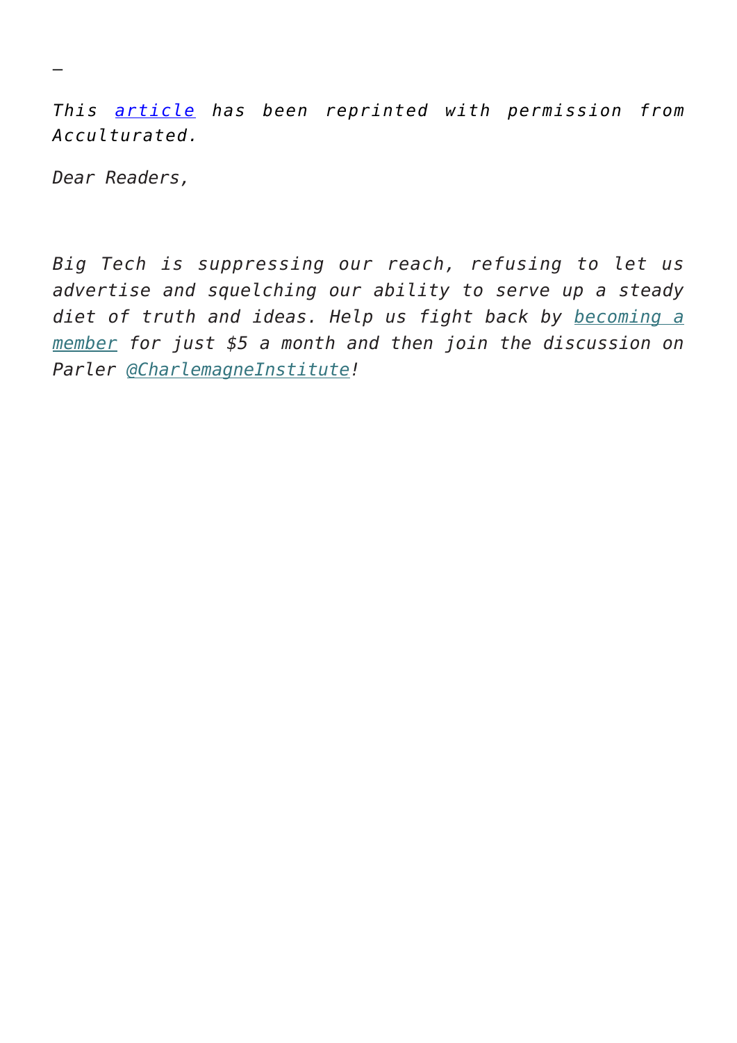—

*This [article](article) has been reprinted with permission from Acculturated.*

*Dear Readers,*

*Big Tech is suppressing our reach, refusing to let us advertise and squelching our ability to serve up a steady diet of truth and ideas. Help us fight back by [becoming a member](becoming a member) for just $5 a month and then join the discussion on Parler [@CharlemagneInstitute](@CharlemagneInstitute)!*